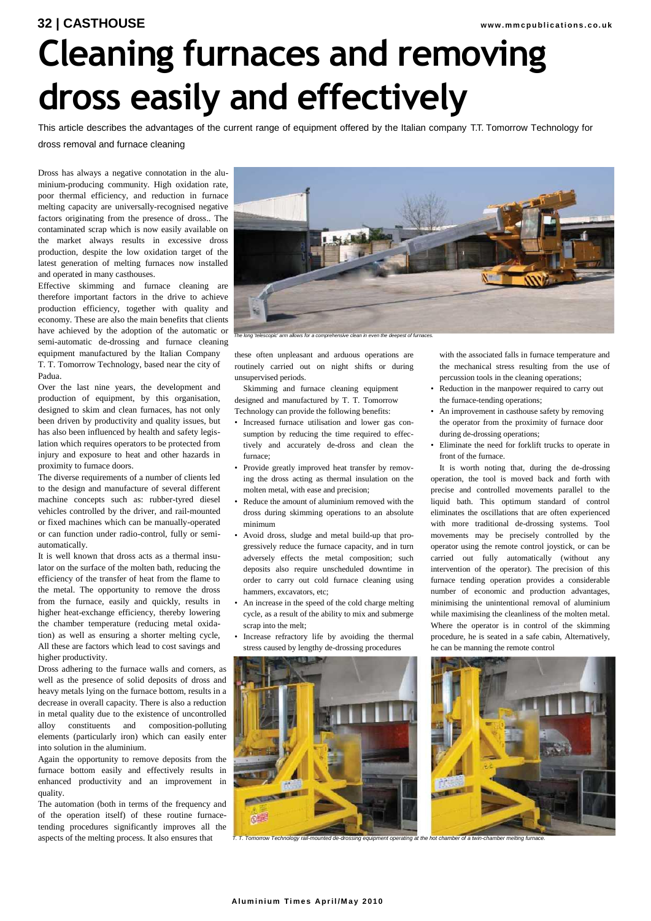# Cleaning furnaces and removing dross easily and effectively

This article describes the advantages of the current range of equipment offered by the Italian company T.T. Tomorrow Technology for dross removal and furnace cleaning

Dross has always a negative connotation in the aluminium-producing community. High oxidation rate, poor thermal efficiency, and reduction in furnace melting capacity are universally-recognised negative factors originating from the presence of dross.. The contaminated scrap which is now easily available on the market always results in excessive dross production, despite the low oxidation target of the latest generation of melting furnaces now installed and operated in many casthouses.

Effective skimming and furnace cleaning are therefore important factors in the drive to achieve production efficiency, together with quality and economy. These are also the main benefits that clients have achieved by the adoption of the automatic or semi-automatic de-drossing and furnace cleaning equipment manufactured by the Italian Company T. T. Tomorrow Technology, based near the city of Padua.

Over the last nine years, the development and production of equipment, by this organisation, designed to skim and clean furnaces, has not only been driven by productivity and quality issues, but has also been influenced by health and safety legislation which requires operators to be protected from injury and exposure to heat and other hazards in proximity to furnace doors.

The diverse requirements of a number of clients led to the design and manufacture of several different machine concepts such as: rubber-tyred diesel vehicles controlled by the driver, and rail-mounted or fixed machines which can be manually-operated or can function under radio-control, fully or semi-automatically.

It is well known that dross acts as a thermal insulator on the surface of the molten bath, reducing the efficiency of the transfer of heat from the flame to the metal. The opportunity to remove the dross from the furnace, easily and quickly, results in higher heat-exchange efficiency, thereby lowering the chamber temperature (reducing metal oxidation) as well as ensuring a shorter melting cycle, All these are factors which lead to cost savings and higher productivity.

Dross adhering to the furnace walls and corners, as well as the presence of solid deposits of dross and heavy metals lying on the furnace bottom, results in a decrease in overall capacity. There is also a reduction in metal quality due to the existence of uncontrolled alloy constituents and composition-polluting elements (particularly iron) which can easily enter into solution in the aluminium.

Again the opportunity to remove deposits from the furnace bottom easily and effectively results in enhanced productivity and an improvement in quality.

The automation (both in terms of the frequency and of the operation itself) of these routine furnace-tending procedures significantly improves all the aspects of the melting process. It also ensures that these often unpleasant and arduous operations are routinely carried out on night shifts or during unsupervised periods.

*The long 'telescopic' arm allows for a comprehensive clean in even the deepest of furnaces.*

Skimming and furnace cleaning equipment designed and manufactured by T. T. Tomorrow Technology can provide the following benefits:

- Increased furnace utilisation and lower gas consumption by reducing the time required to effectively and accurately de-dross and clean the furnace;
- Provide greatly improved heat transfer by removing the dross acting as thermal insulation on the molten metal, with ease and precision;
- Reduce the amount of aluminium removed with the dross during skimming operations to an absolute minimum
- Avoid dross, sludge and metal build-up that progressively reduce the furnace capacity, and in turn adversely effects the metal composition; such deposits also require unscheduled downtime in order to carry out cold furnace cleaning using hammers, excavators, etc;
- An increase in the speed of the cold charge melting cycle, as a result of the ability to mix and submerge scrap into the melt;
- Increase refractory life by avoiding the thermal stress caused by lengthy de-drossing procedures with the associated falls in furnace temperature and the mechanical stress resulting from the use of percussion tools in the cleaning operations;
- Reduction in the manpower required to carry out the furnace-tending operations;
- An improvement in casthouse safety by removing the operator from the proximity of furnace door during de-drossing operations;
- Eliminate the need for forklift trucks to operate in front of the furnace.

It is worth noting that, during the de-drossing operation, the tool is moved back and forth with precise and controlled movements parallel to the liquid bath. This optimum standard of control eliminates the oscillations that are often experienced with more traditional de-drossing systems. Tool movements may be precisely controlled by the operator using the remote control joystick, or can be carried out fully automatically (without any intervention of the operator). The precision of this furnace tending operation provides a considerable number of economic and production advantages, minimising the unintentional removal of aluminium while maximising the cleanliness of the molten metal. Where the operator is in control of the skimming procedure, he is seated in a safe cabin, Alternatively, he can be manning the remote control

*T. T. Tomorrow Technology rail-mounted de-drossing equipment operating at the hot chamber of a twin-chamber melting furnace.*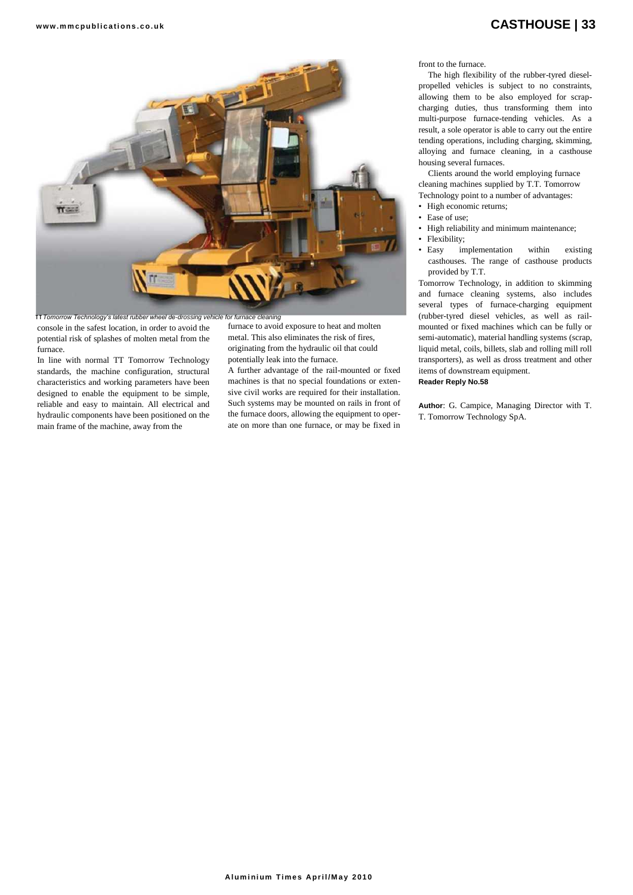TT Tomorrow Technology's latest rubber wheel de-drossing vehicle for furnace cleaning

console in the safest location, in order to avoid the potential risk of splashes of molten metal from the furnace.

In line with normal TT Tomorrow Technology standards, the machine configuration, structural characteristics and working parameters have been designed to enable the equipment to be simple, reliable and easy to maintain. All electrical and hydraulic components have been positioned on the main frame of the machine, away from the furnace to avoid exposure to heat and molten metal. This also eliminates the risk of fires, originating from the hydraulic oil that could potentially leak into the furnace.

A further advantage of the rail-mounted or fixed machines is that no special foundations or extensive civil works are required for their installation. Such systems may be mounted on rails in front of the furnace doors, allowing the equipment to operate on more than one furnace, or may be fixed in front to the furnace.

The high flexibility of the rubber-tyred diesel-propelled vehicles is subject to no constraints, allowing them to be also employed for scrap-charging duties, thus transforming them into multi-purpose furnace-tending vehicles. As a result, a sole operator is able to carry out the entire tending operations, including charging, skimming, alloying and furnace cleaning, in a casthouse housing several furnaces.

Clients around the world employing furnace cleaning machines supplied by T.T. Tomorrow Technology point to a number of advantages:

- High economic returns;
- Ease of use;
- High reliability and minimum maintenance;
- Flexibility;
- Easy implementation within existing casthouses. The range of casthouse products provided by T.T.

Tomorrow Technology, in addition to skimming and furnace cleaning systems, also includes several types of furnace-charging equipment (rubber-tyred diesel vehicles, as well as rail-mounted or fixed machines which can be fully or semi-automatic), material handling systems (scrap, liquid metal, coils, billets, slab and rolling mill roll transporters), as well as dross treatment and other items of downstream equipment.

**Reader Reply No.58**

**Author**: G. Campice, Managing Director with T. T. Tomorrow Technology SpA.